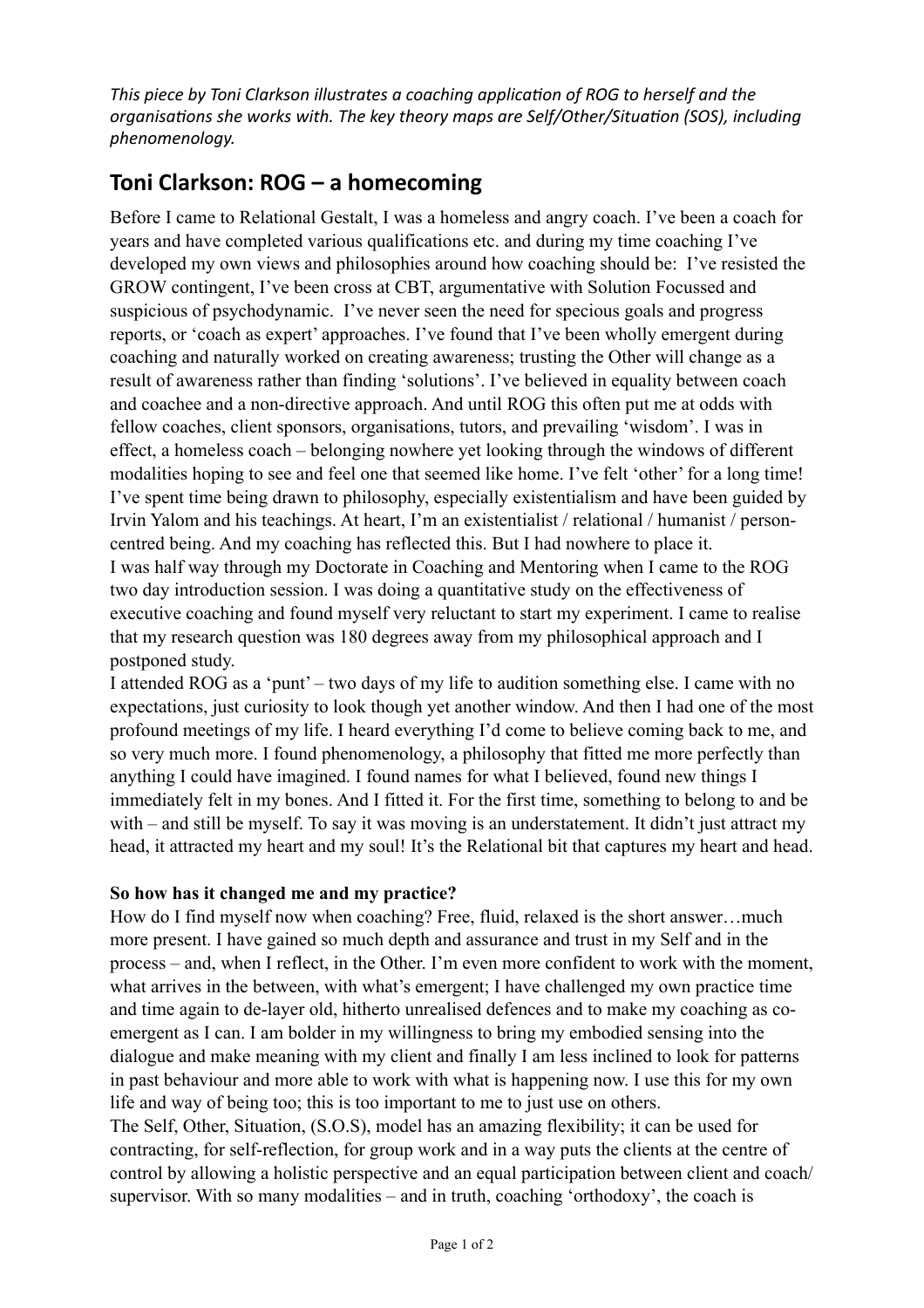*This piece by Toni Clarkson illustrates a coaching application of ROG to herself and the organisations she works with. The key theory maps are Self/Other/Situation (SOS), including phenomenology.*

## Toni Clarkson: ROG – a homecoming

Before I came to Relational Gestalt, I was a homeless and angry coach. I've been a coach for years and have completed various qualifications etc. and during my time coaching I've developed my own views and philosophies around how coaching should be: I've resisted the GROW contingent, I've been cross at CBT, argumentative with Solution Focussed and suspicious of psychodynamic. I've never seen the need for specious goals and progress reports, or 'coach as expert' approaches. I've found that I've been wholly emergent during coaching and naturally worked on creating awareness; trusting the Other will change as a result of awareness rather than finding 'solutions'. I've believed in equality between coach and coachee and a non-directive approach. And until ROG this often put me at odds with fellow coaches, client sponsors, organisations, tutors, and prevailing 'wisdom'. I was in effect, a homeless coach – belonging nowhere yet looking through the windows of different modalities hoping to see and feel one that seemed like home. I've felt 'other' for a long time! I've spent time being drawn to philosophy, especially existentialism and have been guided by Irvin Yalom and his teachings. At heart, I'm an existentialist / relational / humanist / person-centred being. And my coaching has reflected this. But I had nowhere to place it.

I was half way through my Doctorate in Coaching and Mentoring when I came to the ROG two day introduction session. I was doing a quantitative study on the effectiveness of executive coaching and found myself very reluctant to start my experiment. I came to realise that my research question was 180 degrees away from my philosophical approach and I postponed study.

I attended ROG as a 'punt' – two days of my life to audition something else. I came with no expectations, just curiosity to look though yet another window. And then I had one of the most profound meetings of my life. I heard everything I'd come to believe coming back to me, and so very much more. I found phenomenology, a philosophy that fitted me more perfectly than anything I could have imagined. I found names for what I believed, found new things I immediately felt in my bones. And I fitted it. For the first time, something to belong to and be with – and still be myself. To say it was moving is an understatement. It didn't just attract my head, it attracted my heart and my soul! It's the Relational bit that captures my heart and head.

**So how has it changed me and my practice?**

How do I find myself now when coaching? Free, fluid, relaxed is the short answer…much more present. I have gained so much depth and assurance and trust in my Self and in the process – and, when I reflect, in the Other. I'm even more confident to work with the moment, what arrives in the between, with what's emergent; I have challenged my own practice time and time again to de-layer old, hitherto unrealised defences and to make my coaching as co-emergent as I can. I am bolder in my willingness to bring my embodied sensing into the dialogue and make meaning with my client and finally I am less inclined to look for patterns in past behaviour and more able to work with what is happening now. I use this for my own life and way of being too; this is too important to me to just use on others.

The Self, Other, Situation, (S.O.S), model has an amazing flexibility; it can be used for contracting, for self-reflection, for group work and in a way puts the clients at the centre of control by allowing a holistic perspective and an equal participation between client and coach/ supervisor. With so many modalities – and in truth, coaching 'orthodoxy', the coach is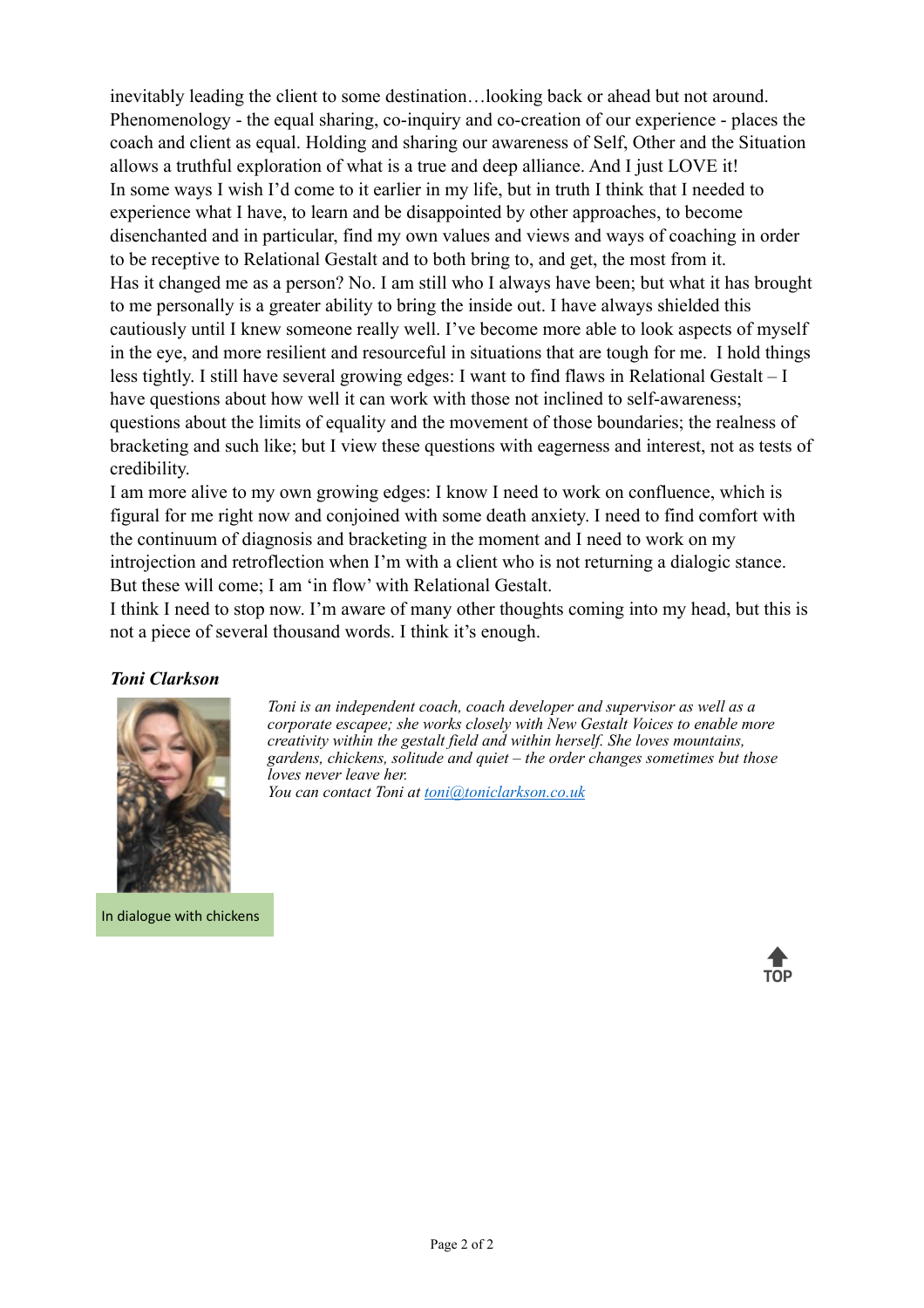inevitably leading the client to some destination…looking back or ahead but not around. Phenomenology - the equal sharing, co-inquiry and co-creation of our experience - places the coach and client as equal. Holding and sharing our awareness of Self, Other and the Situation allows a truthful exploration of what is a true and deep alliance. And I just LOVE it!

In some ways I wish I'd come to it earlier in my life, but in truth I think that I needed to experience what I have, to learn and be disappointed by other approaches, to become disenchanted and in particular, find my own values and views and ways of coaching in order to be receptive to Relational Gestalt and to both bring to, and get, the most from it.

Has it changed me as a person? No. I am still who I always have been; but what it has brought to me personally is a greater ability to bring the inside out. I have always shielded this cautiously until I knew someone really well. I've become more able to look aspects of myself in the eye, and more resilient and resourceful in situations that are tough for me. I hold things less tightly. I still have several growing edges: I want to find flaws in Relational Gestalt – I have questions about how well it can work with those not inclined to self-awareness; questions about the limits of equality and the movement of those boundaries; the realness of bracketing and such like; but I view these questions with eagerness and interest, not as tests of credibility.

I am more alive to my own growing edges: I know I need to work on confluence, which is figural for me right now and conjoined with some death anxiety. I need to find comfort with the continuum of diagnosis and bracketing in the moment and I need to work on my introjection and retroflection when I'm with a client who is not returning a dialogic stance. But these will come; I am 'in flow' with Relational Gestalt.

I think I need to stop now. I'm aware of many other thoughts coming into my head, but this is not a piece of several thousand words. I think it's enough.

***Toni Clarkson***

In dialogue with chickens

*Toni is an independent coach, coach developer and supervisor as well as a corporate escapee; she works closely with New Gestalt Voices to enable more creativity within the gestalt field and within herself. She loves mountains, gardens, chickens, solitude and quiet – the order changes sometimes but those loves never leave her.*

*You can contact Toni at [toni@toniclarkson.co.uk](mailto:toni@toniclarkson.co.uk)*

TOP